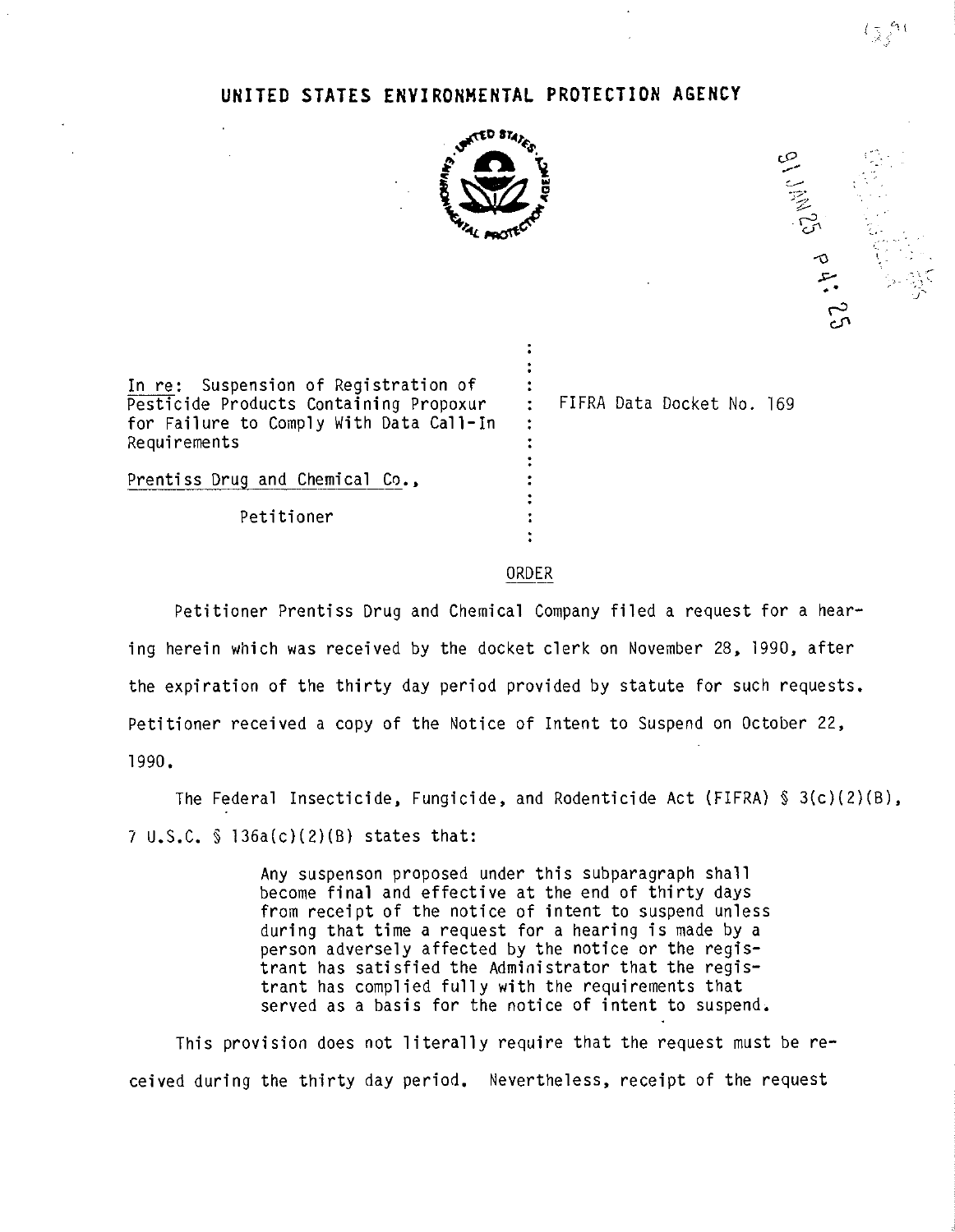# UNITED STATES ENVIRONMENTAL PROTECTION AGENCY

In re: Suspension of Registration of Pesticide Products Containing Propoxur for Failure to Comply With Data Call-In Requirements

Prentiss Drug and Chemical Co.,

Petitioner

FIFRA Data Docket No. 169

## ORDER

Petitioner Prentiss Drug and Chemical Company filed a request for a hearing herein which was received by the docket clerk on November 28, 1990, after the expiration of the thirty day period provided by statute for such requests. Petitioner received a copy of the Notice of Intent to Suspend on October 22, 1990.

The Federal Insecticide, Fungicide, and Rodenticide Act (FIFRA) § 3(c)(2)(B), 7 U.S.C. § 136a(c)(2)(B) states that:

> Any suspenson proposed under this subparagraph shall become final and effective at the end of thirty days from receipt of the notice of intent to suspend unless during that time a request for a hearing is made by a person adversely affected by the notice or the registrant has satisfied the Administrator that the registrant has complied fully with the requirements that served as a basis for the notice of intent to suspend.

This provision does not literally require that the request must be received during the thirty day period. Nevertheless, receipt of the request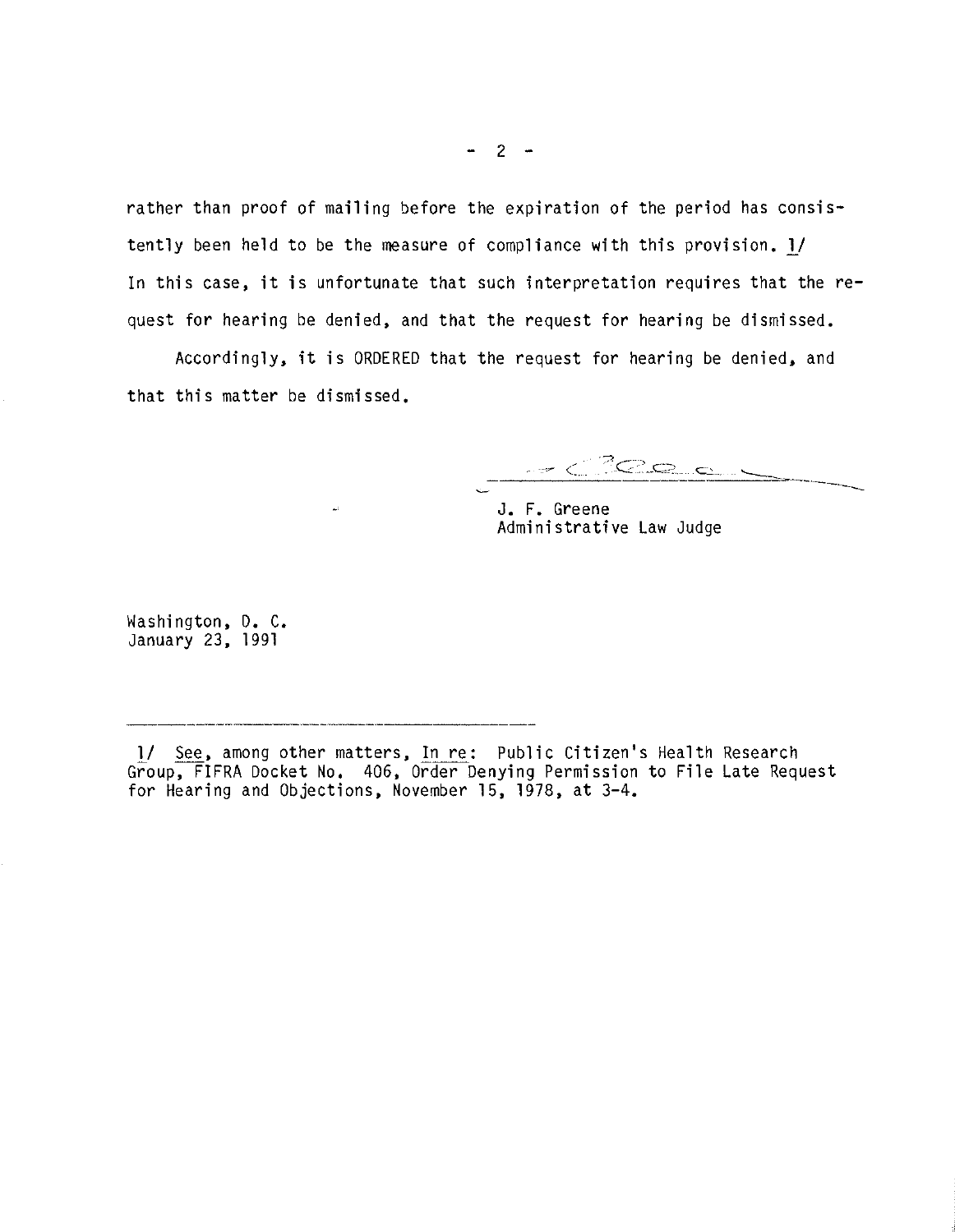rather than proof of mailing before the expiration of the period has consistently been held to be the measure of compliance with this provision. 1/ In this case, it is unfortunate that such interpretation requires that the request for hearing be denied, and that the request for hearing be dismissed.

Accordingly, it is ORDERED that the request for hearing be denied, and that this matter be dismissed.

J. F. Greene
Administrative Law Judge

Washington, D. C.
January 23, 1991

---

1/ See, among other matters, In re: Public Citizen's Health Research Group, FIFRA Docket No. 406, Order Denying Permission to File Late Request for Hearing and Objections, November 15, 1978, at 3-4.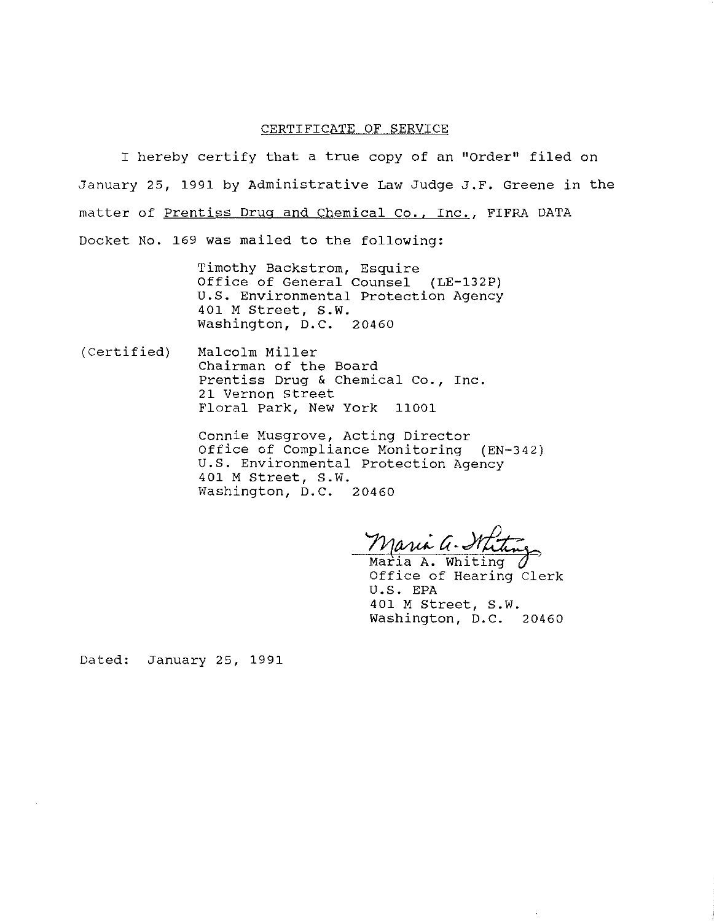## CERTIFICATE OF SERVICE

I hereby certify that a true copy of an "Order" filed on January 25, 1991 by Administrative Law Judge J.F. Greene in the matter of Prentiss Drug and Chemical Co., Inc., FIFRA DATA Docket No. 169 was mailed to the following:

Timothy Backstrom, Esquire  
Office of General Counsel (LE-132P)  
U.S. Environmental Protection Agency  
401 M Street, S.W.  
Washington, D.C. 20460

(Certified) Malcolm Miller  
Chairman of the Board  
Prentiss Drug & Chemical Co., Inc.  
21 Vernon Street  
Floral Park, New York 11001

Connie Musgrove, Acting Director  
Office of Compliance Monitoring (EN-342)  
U.S. Environmental Protection Agency  
401 M Street, S.W.  
Washington, D.C. 20460

Maria A. Whiting  
Maria A. Whiting  
Office of Hearing Clerk  
U.S. EPA  
401 M Street, S.W.  
Washington, D.C. 20460

Dated: January 25, 1991